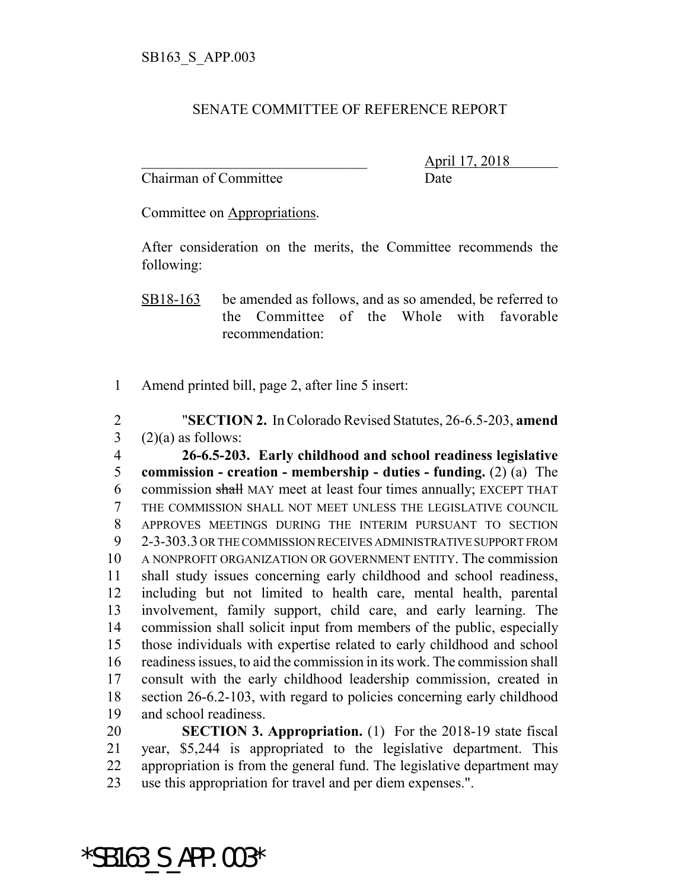SB163_S_APP.003

SENATE COMMITTEE OF REFERENCE REPORT

________________________________ April 17, 2018
Chairman of Committee Date

Committee on Appropriations.

After consideration on the merits, the Committee recommends the following:

SB18-163 be amended as follows, and as so amended, be referred to the Committee of the Whole with favorable recommendation:

1 Amend printed bill, page 2, after line 5 insert:

2 "**SECTION 2.** In Colorado Revised Statutes, 26-6.5-203, **amend**
3 (2)(a) as follows:

4 **26-6.5-203. Early childhood and school readiness legislative**
5 **commission - creation - membership - duties - funding.** (2) (a) The
6 commission ~~shall~~ MAY meet at least four times annually; EXCEPT THAT
7 THE COMMISSION SHALL NOT MEET UNLESS THE LEGISLATIVE COUNCIL
8 APPROVES MEETINGS DURING THE INTERIM PURSUANT TO SECTION
9 2-3-303.3 OR THE COMMISSION RECEIVES ADMINISTRATIVE SUPPORT FROM
10 A NONPROFIT ORGANIZATION OR GOVERNMENT ENTITY. The commission
11 shall study issues concerning early childhood and school readiness,
12 including but not limited to health care, mental health, parental
13 involvement, family support, child care, and early learning. The
14 commission shall solicit input from members of the public, especially
15 those individuals with expertise related to early childhood and school
16 readiness issues, to aid the commission in its work. The commission shall
17 consult with the early childhood leadership commission, created in
18 section 26-6.2-103, with regard to policies concerning early childhood
19 and school readiness.

20 **SECTION 3. Appropriation.** (1) For the 2018-19 state fiscal
21 year, $5,244 is appropriated to the legislative department. This
22 appropriation is from the general fund. The legislative department may
23 use this appropriation for travel and per diem expenses.".

*SB163_S_APP.003*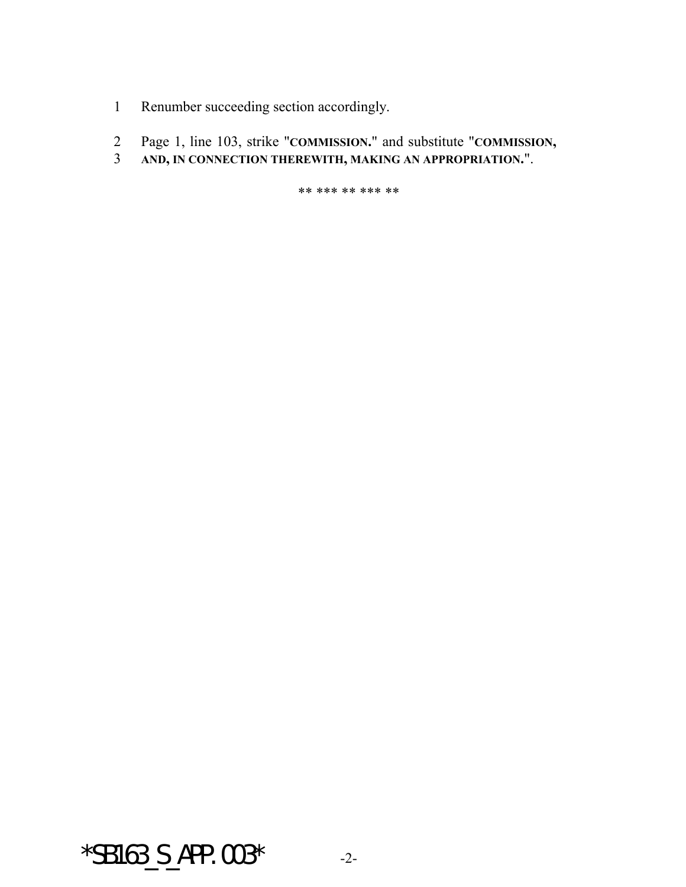1 Renumber succeeding section accordingly.

2 Page 1, line 103, strike "**COMMISSION.**" and substitute "**COMMISSION,**
3 **AND, IN CONNECTION THEREWITH, MAKING AN APPROPRIATION.**".

** *** ** *** **

*SB163_S_APP.003*